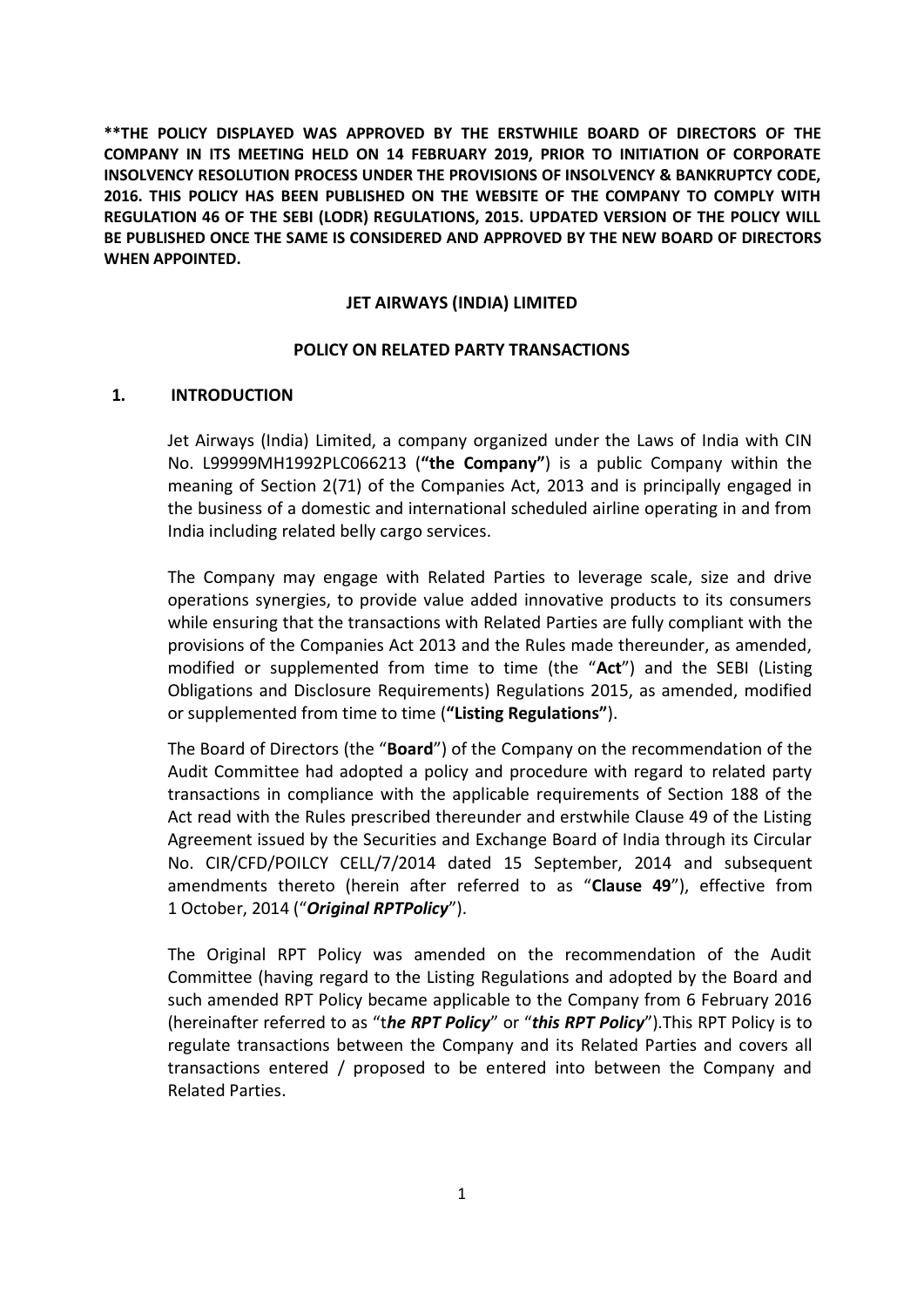**\*\*THE POLICY DISPLAYED WAS APPROVED BY THE ERSTWHILE BOARD OF DIRECTORS OF THE COMPANY IN ITS MEETING HELD ON 14 FEBRUARY 2019, PRIOR TO INITIATION OF CORPORATE INSOLVENCY RESOLUTION PROCESS UNDER THE PROVISIONS OF INSOLVENCY & BANKRUPTCY CODE, 2016. THIS POLICY HAS BEEN PUBLISHED ON THE WEBSITE OF THE COMPANY TO COMPLY WITH REGULATION 46 OF THE SEBI (LODR) REGULATIONS, 2015. UPDATED VERSION OF THE POLICY WILL BE PUBLISHED ONCE THE SAME IS CONSIDERED AND APPROVED BY THE NEW BOARD OF DIRECTORS WHEN APPOINTED.**

# JET AIRWAYS (INDIA) LIMITED

## POLICY ON RELATED PARTY TRANSACTIONS

### 1. INTRODUCTION

Jet Airways (India) Limited, a company organized under the Laws of India with CIN No. L99999MH1992PLC066213 (**"the Company"**) is a public Company within the meaning of Section 2(71) of the Companies Act, 2013 and is principally engaged in the business of a domestic and international scheduled airline operating in and from India including related belly cargo services.

The Company may engage with Related Parties to leverage scale, size and drive operations synergies, to provide value added innovative products to its consumers while ensuring that the transactions with Related Parties are fully compliant with the provisions of the Companies Act 2013 and the Rules made thereunder, as amended, modified or supplemented from time to time (the "**Act**") and the SEBI (Listing Obligations and Disclosure Requirements) Regulations 2015, as amended, modified or supplemented from time to time (**"Listing Regulations"**).

The Board of Directors (the "**Board**") of the Company on the recommendation of the Audit Committee had adopted a policy and procedure with regard to related party transactions in compliance with the applicable requirements of Section 188 of the Act read with the Rules prescribed thereunder and erstwhile Clause 49 of the Listing Agreement issued by the Securities and Exchange Board of India through its Circular No. CIR/CFD/POILCY CELL/7/2014 dated 15 September, 2014 and subsequent amendments thereto (herein after referred to as "**Clause 49**"), effective from 1 October, 2014 ("***Original RPTPolicy***").

The Original RPT Policy was amended on the recommendation of the Audit Committee (having regard to the Listing Regulations and adopted by the Board and such amended RPT Policy became applicable to the Company from 6 February 2016 (hereinafter referred to as "t***he RPT Policy***" or "***this RPT Policy***").This RPT Policy is to regulate transactions between the Company and its Related Parties and covers all transactions entered / proposed to be entered into between the Company and Related Parties.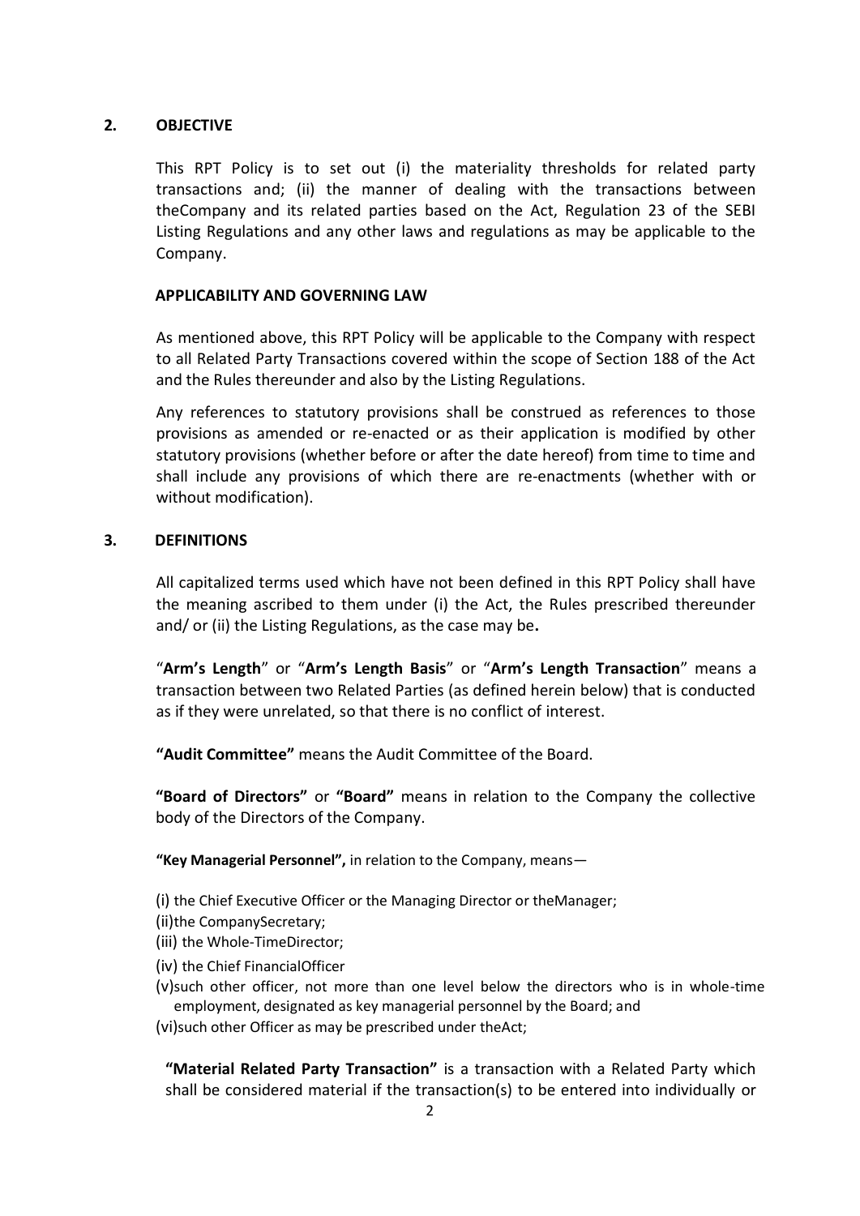## 2. OBJECTIVE

This RPT Policy is to set out (i) the materiality thresholds for related party transactions and; (ii) the manner of dealing with the transactions between theCompany and its related parties based on the Act, Regulation 23 of the SEBI Listing Regulations and any other laws and regulations as may be applicable to the Company.

### APPLICABILITY AND GOVERNING LAW

As mentioned above, this RPT Policy will be applicable to the Company with respect to all Related Party Transactions covered within the scope of Section 188 of the Act and the Rules thereunder and also by the Listing Regulations.

Any references to statutory provisions shall be construed as references to those provisions as amended or re-enacted or as their application is modified by other statutory provisions (whether before or after the date hereof) from time to time and shall include any provisions of which there are re-enactments (whether with or without modification).

## 3. DEFINITIONS

All capitalized terms used which have not been defined in this RPT Policy shall have the meaning ascribed to them under (i) the Act, the Rules prescribed thereunder and/ or (ii) the Listing Regulations, as the case may be**.**

"**Arm's Length**" or "**Arm's Length Basis**" or "**Arm's Length Transaction**" means a transaction between two Related Parties (as defined herein below) that is conducted as if they were unrelated, so that there is no conflict of interest.

**"Audit Committee"** means the Audit Committee of the Board.

**"Board of Directors"** or **"Board"** means in relation to the Company the collective body of the Directors of the Company.

**"Key Managerial Personnel",** in relation to the Company, means—

(i) the Chief Executive Officer or the Managing Director or theManager;
(ii)the CompanySecretary;
(iii) the Whole-TimeDirector;
(iv) the Chief FinancialOfficer
(v)such other officer, not more than one level below the directors who is in whole-time employment, designated as key managerial personnel by the Board; and
(vi)such other Officer as may be prescribed under theAct;

**"Material Related Party Transaction"** is a transaction with a Related Party which shall be considered material if the transaction(s) to be entered into individually or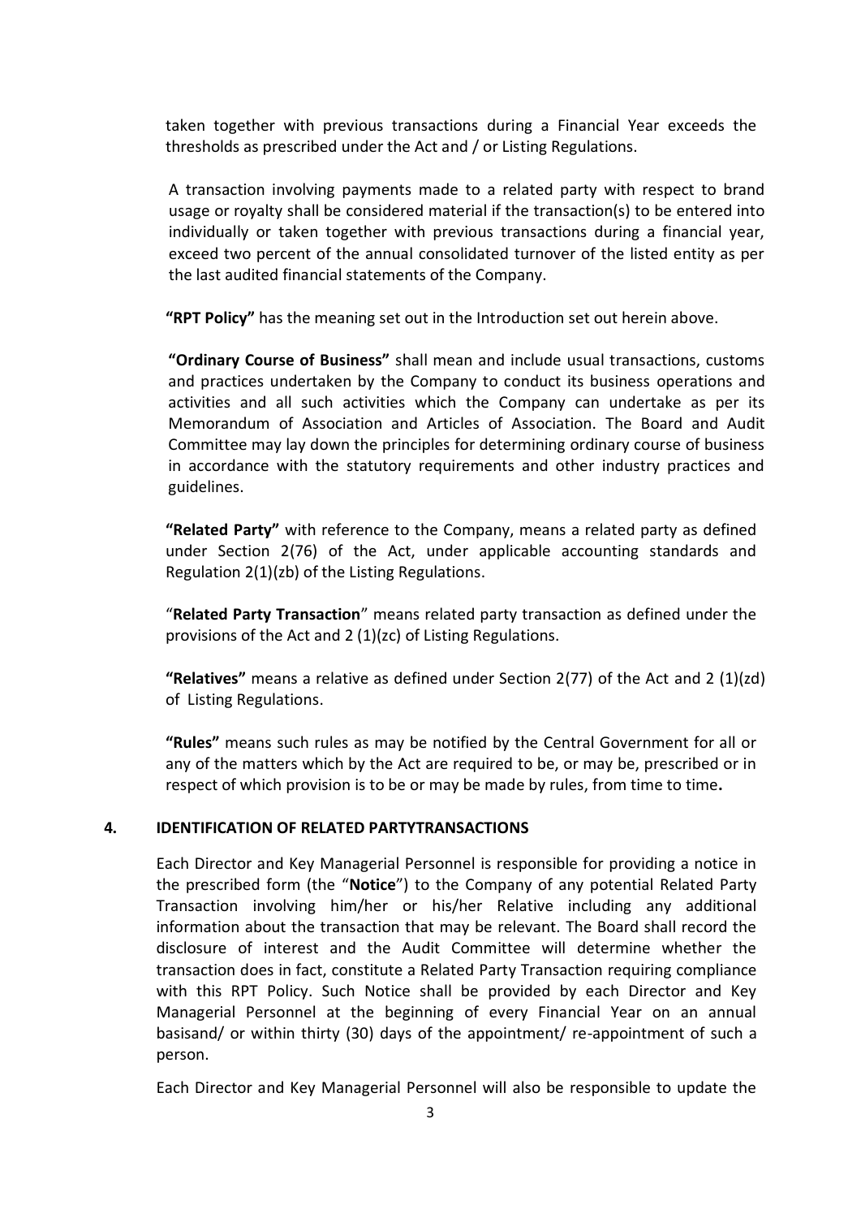taken together with previous transactions during a Financial Year exceeds the thresholds as prescribed under the Act and / or Listing Regulations.

A transaction involving payments made to a related party with respect to brand usage or royalty shall be considered material if the transaction(s) to be entered into individually or taken together with previous transactions during a financial year, exceed two percent of the annual consolidated turnover of the listed entity as per the last audited financial statements of the Company.

**"RPT Policy"** has the meaning set out in the Introduction set out herein above.

**"Ordinary Course of Business"** shall mean and include usual transactions, customs and practices undertaken by the Company to conduct its business operations and activities and all such activities which the Company can undertake as per its Memorandum of Association and Articles of Association. The Board and Audit Committee may lay down the principles for determining ordinary course of business in accordance with the statutory requirements and other industry practices and guidelines.

**"Related Party"** with reference to the Company, means a related party as defined under Section 2(76) of the Act, under applicable accounting standards and Regulation 2(1)(zb) of the Listing Regulations.

"**Related Party Transaction**" means related party transaction as defined under the provisions of the Act and 2 (1)(zc) of Listing Regulations.

**"Relatives"** means a relative as defined under Section 2(77) of the Act and 2 (1)(zd) of Listing Regulations.

**"Rules"** means such rules as may be notified by the Central Government for all or any of the matters which by the Act are required to be, or may be, prescribed or in respect of which provision is to be or may be made by rules, from time to time**.**

## 4. IDENTIFICATION OF RELATED PARTYTRANSACTIONS

Each Director and Key Managerial Personnel is responsible for providing a notice in the prescribed form (the "**Notice**") to the Company of any potential Related Party Transaction involving him/her or his/her Relative including any additional information about the transaction that may be relevant. The Board shall record the disclosure of interest and the Audit Committee will determine whether the transaction does in fact, constitute a Related Party Transaction requiring compliance with this RPT Policy. Such Notice shall be provided by each Director and Key Managerial Personnel at the beginning of every Financial Year on an annual basisand/ or within thirty (30) days of the appointment/ re-appointment of such a person.

Each Director and Key Managerial Personnel will also be responsible to update the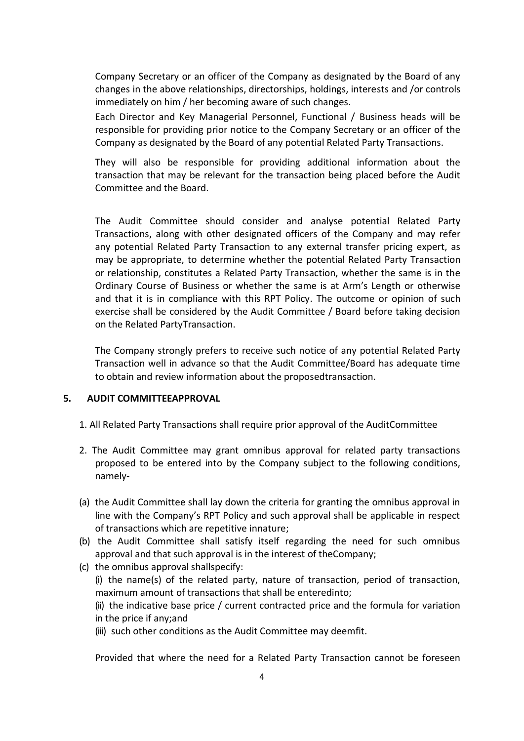Company Secretary or an officer of the Company as designated by the Board of any changes in the above relationships, directorships, holdings, interests and /or controls immediately on him / her becoming aware of such changes.

Each Director and Key Managerial Personnel, Functional / Business heads will be responsible for providing prior notice to the Company Secretary or an officer of the Company as designated by the Board of any potential Related Party Transactions.

They will also be responsible for providing additional information about the transaction that may be relevant for the transaction being placed before the Audit Committee and the Board.

The Audit Committee should consider and analyse potential Related Party Transactions, along with other designated officers of the Company and may refer any potential Related Party Transaction to any external transfer pricing expert, as may be appropriate, to determine whether the potential Related Party Transaction or relationship, constitutes a Related Party Transaction, whether the same is in the Ordinary Course of Business or whether the same is at Arm's Length or otherwise and that it is in compliance with this RPT Policy. The outcome or opinion of such exercise shall be considered by the Audit Committee / Board before taking decision on the Related PartyTransaction.

The Company strongly prefers to receive such notice of any potential Related Party Transaction well in advance so that the Audit Committee/Board has adequate time to obtain and review information about the proposedtransaction.

## 5. AUDIT COMMITTEEAPPROVAL

1. All Related Party Transactions shall require prior approval of the AuditCommittee

2. The Audit Committee may grant omnibus approval for related party transactions proposed to be entered into by the Company subject to the following conditions, namely-

(a) the Audit Committee shall lay down the criteria for granting the omnibus approval in line with the Company's RPT Policy and such approval shall be applicable in respect of transactions which are repetitive innature;

(b) the Audit Committee shall satisfy itself regarding the need for such omnibus approval and that such approval is in the interest of theCompany;

(c) the omnibus approval shallspecify:

(i) the name(s) of the related party, nature of transaction, period of transaction, maximum amount of transactions that shall be enteredinto;

(ii) the indicative base price / current contracted price and the formula for variation in the price if any;and

(iii) such other conditions as the Audit Committee may deemfit.

Provided that where the need for a Related Party Transaction cannot be foreseen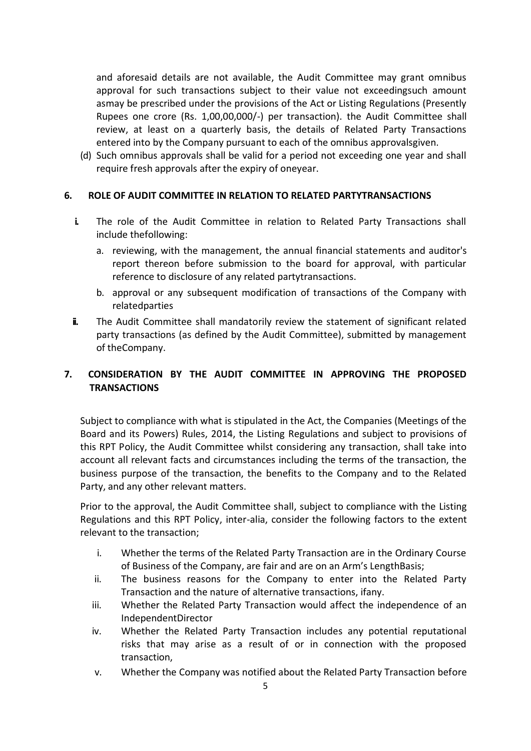and aforesaid details are not available, the Audit Committee may grant omnibus approval for such transactions subject to their value not exceedingsuch amount asmay be prescribed under the provisions of the Act or Listing Regulations (Presently Rupees one crore (Rs. 1,00,00,000/-) per transaction). the Audit Committee shall review, at least on a quarterly basis, the details of Related Party Transactions entered into by the Company pursuant to each of the omnibus approvalsgiven.

(d) Such omnibus approvals shall be valid for a period not exceeding one year and shall require fresh approvals after the expiry of oneyear.

## 6. ROLE OF AUDIT COMMITTEE IN RELATION TO RELATED PARTYTRANSACTIONS

**i.** The role of the Audit Committee in relation to Related Party Transactions shall include thefollowing:

a. reviewing, with the management, the annual financial statements and auditor's report thereon before submission to the board for approval, with particular reference to disclosure of any related partytransactions.

b. approval or any subsequent modification of transactions of the Company with relatedparties

**ii.** The Audit Committee shall mandatorily review the statement of significant related party transactions (as defined by the Audit Committee), submitted by management of theCompany.

## 7. CONSIDERATION BY THE AUDIT COMMITTEE IN APPROVING THE PROPOSED TRANSACTIONS

Subject to compliance with what is stipulated in the Act, the Companies (Meetings of the Board and its Powers) Rules, 2014, the Listing Regulations and subject to provisions of this RPT Policy, the Audit Committee whilst considering any transaction, shall take into account all relevant facts and circumstances including the terms of the transaction, the business purpose of the transaction, the benefits to the Company and to the Related Party, and any other relevant matters.

Prior to the approval, the Audit Committee shall, subject to compliance with the Listing Regulations and this RPT Policy, inter-alia, consider the following factors to the extent relevant to the transaction;

i. Whether the terms of the Related Party Transaction are in the Ordinary Course of Business of the Company, are fair and are on an Arm's LengthBasis;

ii. The business reasons for the Company to enter into the Related Party Transaction and the nature of alternative transactions, ifany.

iii. Whether the Related Party Transaction would affect the independence of an IndependentDirector

iv. Whether the Related Party Transaction includes any potential reputational risks that may arise as a result of or in connection with the proposed transaction,

v. Whether the Company was notified about the Related Party Transaction before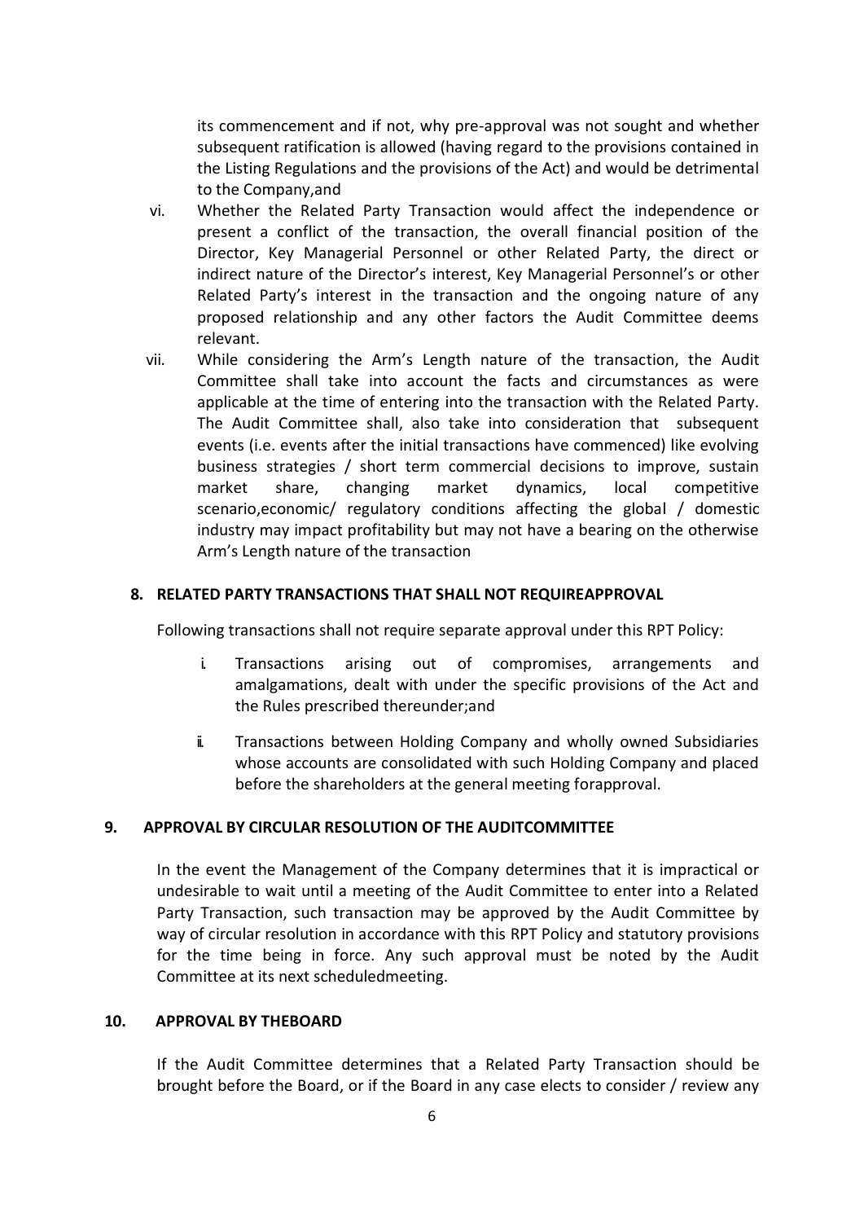its commencement and if not, why pre-approval was not sought and whether subsequent ratification is allowed (having regard to the provisions contained in the Listing Regulations and the provisions of the Act) and would be detrimental to the Company,and

vi. Whether the Related Party Transaction would affect the independence or present a conflict of the transaction, the overall financial position of the Director, Key Managerial Personnel or other Related Party, the direct or indirect nature of the Director's interest, Key Managerial Personnel's or other Related Party's interest in the transaction and the ongoing nature of any proposed relationship and any other factors the Audit Committee deems relevant.

vii. While considering the Arm's Length nature of the transaction, the Audit Committee shall take into account the facts and circumstances as were applicable at the time of entering into the transaction with the Related Party. The Audit Committee shall, also take into consideration that subsequent events (i.e. events after the initial transactions have commenced) like evolving business strategies / short term commercial decisions to improve, sustain market share, changing market dynamics, local competitive scenario,economic/ regulatory conditions affecting the global / domestic industry may impact profitability but may not have a bearing on the otherwise Arm's Length nature of the transaction

## 8. RELATED PARTY TRANSACTIONS THAT SHALL NOT REQUIREAPPROVAL

Following transactions shall not require separate approval under this RPT Policy:

i. Transactions arising out of compromises, arrangements and amalgamations, dealt with under the specific provisions of the Act and the Rules prescribed thereunder;and

ii. Transactions between Holding Company and wholly owned Subsidiaries whose accounts are consolidated with such Holding Company and placed before the shareholders at the general meeting forapproval.

## 9. APPROVAL BY CIRCULAR RESOLUTION OF THE AUDITCOMMITTEE

In the event the Management of the Company determines that it is impractical or undesirable to wait until a meeting of the Audit Committee to enter into a Related Party Transaction, such transaction may be approved by the Audit Committee by way of circular resolution in accordance with this RPT Policy and statutory provisions for the time being in force. Any such approval must be noted by the Audit Committee at its next scheduledmeeting.

## 10. APPROVAL BY THEBOARD

If the Audit Committee determines that a Related Party Transaction should be brought before the Board, or if the Board in any case elects to consider / review any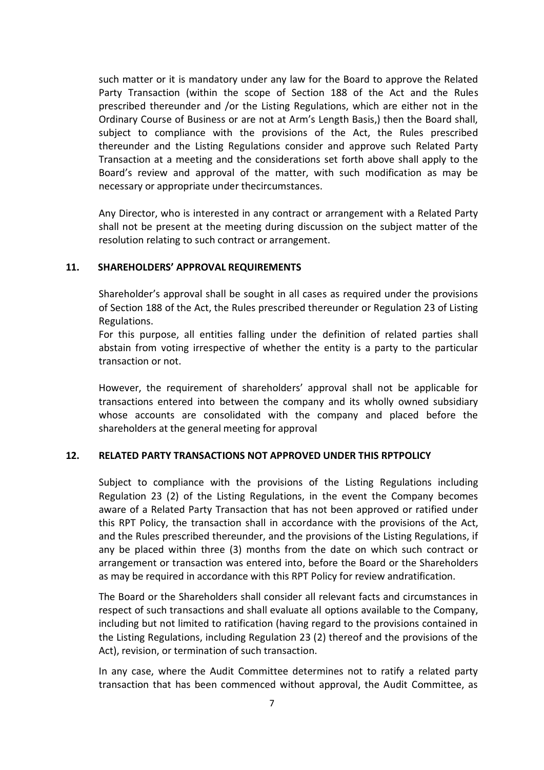such matter or it is mandatory under any law for the Board to approve the Related Party Transaction (within the scope of Section 188 of the Act and the Rules prescribed thereunder and /or the Listing Regulations, which are either not in the Ordinary Course of Business or are not at Arm's Length Basis,) then the Board shall, subject to compliance with the provisions of the Act, the Rules prescribed thereunder and the Listing Regulations consider and approve such Related Party Transaction at a meeting and the considerations set forth above shall apply to the Board's review and approval of the matter, with such modification as may be necessary or appropriate under thecircumstances.

Any Director, who is interested in any contract or arrangement with a Related Party shall not be present at the meeting during discussion on the subject matter of the resolution relating to such contract or arrangement.

## 11. SHAREHOLDERS' APPROVAL REQUIREMENTS

Shareholder's approval shall be sought in all cases as required under the provisions of Section 188 of the Act, the Rules prescribed thereunder or Regulation 23 of Listing Regulations.

For this purpose, all entities falling under the definition of related parties shall abstain from voting irrespective of whether the entity is a party to the particular transaction or not.

However, the requirement of shareholders' approval shall not be applicable for transactions entered into between the company and its wholly owned subsidiary whose accounts are consolidated with the company and placed before the shareholders at the general meeting for approval

## 12. RELATED PARTY TRANSACTIONS NOT APPROVED UNDER THIS RPTPOLICY

Subject to compliance with the provisions of the Listing Regulations including Regulation 23 (2) of the Listing Regulations, in the event the Company becomes aware of a Related Party Transaction that has not been approved or ratified under this RPT Policy, the transaction shall in accordance with the provisions of the Act, and the Rules prescribed thereunder, and the provisions of the Listing Regulations, if any be placed within three (3) months from the date on which such contract or arrangement or transaction was entered into, before the Board or the Shareholders as may be required in accordance with this RPT Policy for review andratification.

The Board or the Shareholders shall consider all relevant facts and circumstances in respect of such transactions and shall evaluate all options available to the Company, including but not limited to ratification (having regard to the provisions contained in the Listing Regulations, including Regulation 23 (2) thereof and the provisions of the Act), revision, or termination of such transaction.

In any case, where the Audit Committee determines not to ratify a related party transaction that has been commenced without approval, the Audit Committee, as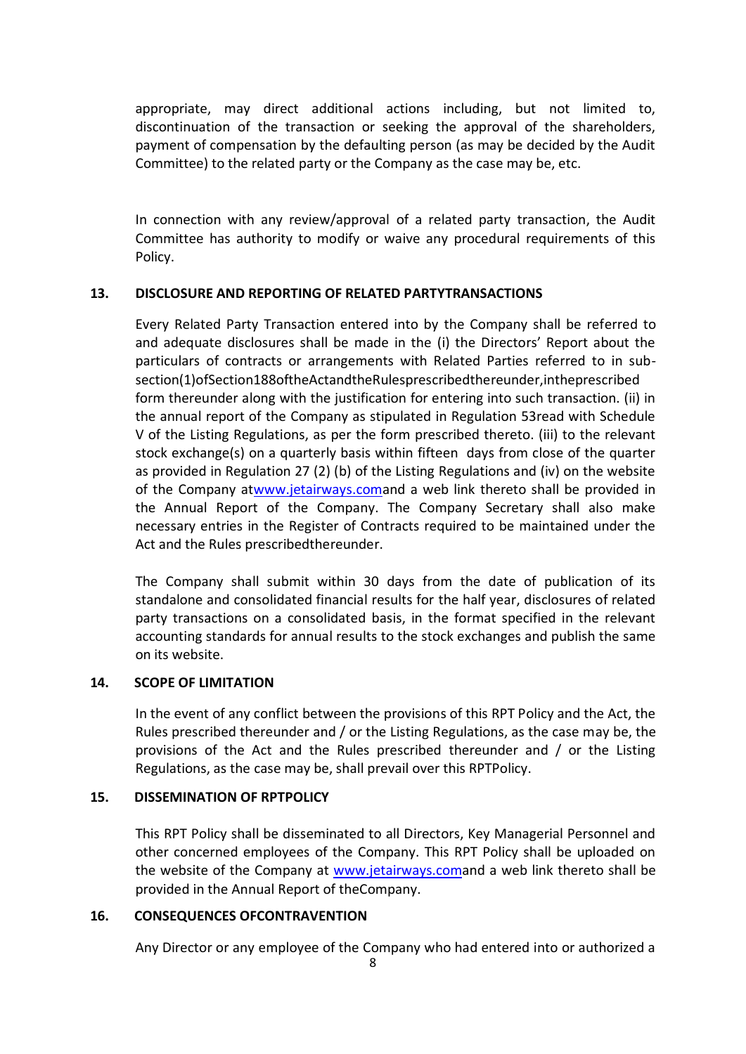appropriate, may direct additional actions including, but not limited to, discontinuation of the transaction or seeking the approval of the shareholders, payment of compensation by the defaulting person (as may be decided by the Audit Committee) to the related party or the Company as the case may be, etc.

In connection with any review/approval of a related party transaction, the Audit Committee has authority to modify or waive any procedural requirements of this Policy.

## 13. DISCLOSURE AND REPORTING OF RELATED PARTYTRANSACTIONS

Every Related Party Transaction entered into by the Company shall be referred to and adequate disclosures shall be made in the (i) the Directors' Report about the particulars of contracts or arrangements with Related Parties referred to in sub-section(1)ofSection188oftheActandtheRulesprescribedthereunder,intheprescribed form thereunder along with the justification for entering into such transaction. (ii) in the annual report of the Company as stipulated in Regulation 53read with Schedule V of the Listing Regulations, as per the form prescribed thereto. (iii) to the relevant stock exchange(s) on a quarterly basis within fifteen days from close of the quarter as provided in Regulation 27 (2) (b) of the Listing Regulations and (iv) on the website of the Company atwww.jetairways.comand a web link thereto shall be provided in the Annual Report of the Company. The Company Secretary shall also make necessary entries in the Register of Contracts required to be maintained under the Act and the Rules prescribedthereunder.

The Company shall submit within 30 days from the date of publication of its standalone and consolidated financial results for the half year, disclosures of related party transactions on a consolidated basis, in the format specified in the relevant accounting standards for annual results to the stock exchanges and publish the same on its website.

## 14. SCOPE OF LIMITATION

In the event of any conflict between the provisions of this RPT Policy and the Act, the Rules prescribed thereunder and / or the Listing Regulations, as the case may be, the provisions of the Act and the Rules prescribed thereunder and / or the Listing Regulations, as the case may be, shall prevail over this RPTPolicy.

## 15. DISSEMINATION OF RPTPOLICY

This RPT Policy shall be disseminated to all Directors, Key Managerial Personnel and other concerned employees of the Company. This RPT Policy shall be uploaded on the website of the Company at www.jetairways.comand a web link thereto shall be provided in the Annual Report of theCompany.

## 16. CONSEQUENCES OFCONTRAVENTION

Any Director or any employee of the Company who had entered into or authorized a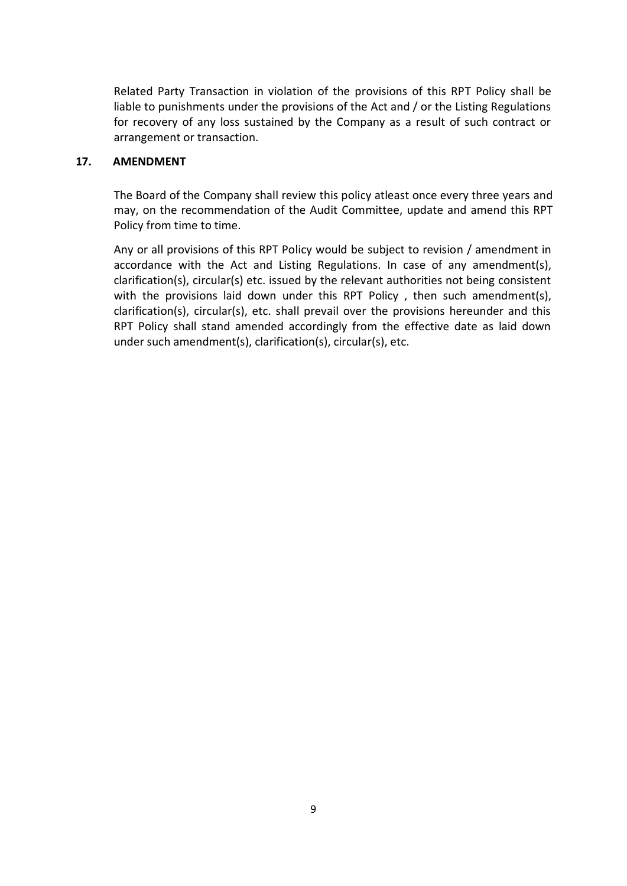Related Party Transaction in violation of the provisions of this RPT Policy shall be liable to punishments under the provisions of the Act and / or the Listing Regulations for recovery of any loss sustained by the Company as a result of such contract or arrangement or transaction.

## 17. AMENDMENT

The Board of the Company shall review this policy atleast once every three years and may, on the recommendation of the Audit Committee, update and amend this RPT Policy from time to time.

Any or all provisions of this RPT Policy would be subject to revision / amendment in accordance with the Act and Listing Regulations. In case of any amendment(s), clarification(s), circular(s) etc. issued by the relevant authorities not being consistent with the provisions laid down under this RPT Policy , then such amendment(s), clarification(s), circular(s), etc. shall prevail over the provisions hereunder and this RPT Policy shall stand amended accordingly from the effective date as laid down under such amendment(s), clarification(s), circular(s), etc.